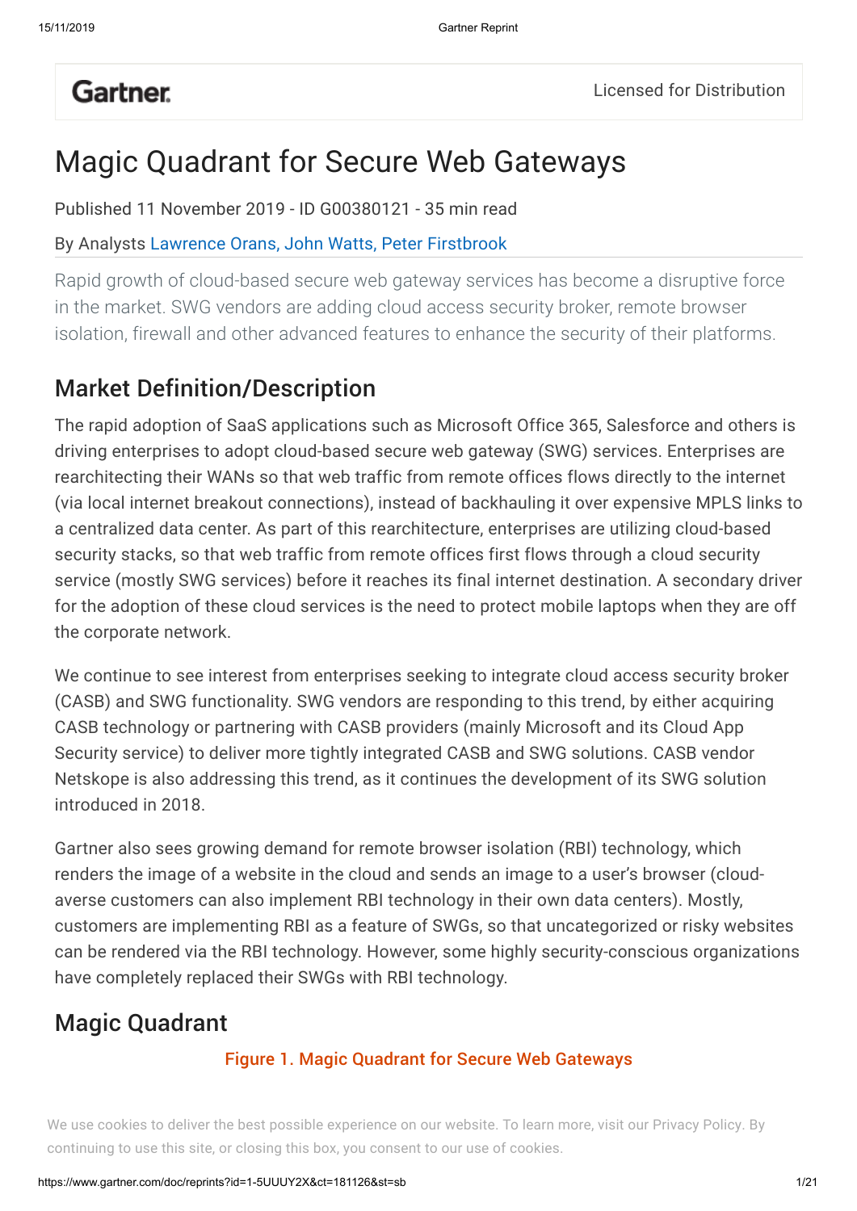Gartner

Licensed for Distribution

# Magic Quadrant for Secure Web Gateways

Published 11 November 2019 - ID G00380121 - 35 min read

By Analysts Lawrence Orans, John Watts, Peter Firstbrook

Rapid growth of cloud-based secure web gateway services has become a disruptive force in the market. SWG vendors are adding cloud access security broker, remote browser isolation, firewall and other advanced features to enhance the security of their platforms.

## Market Definition/Description

The rapid adoption of SaaS applications such as Microsoft Office 365, Salesforce and others is driving enterprises to adopt cloud-based secure web gateway (SWG) services. Enterprises are rearchitecting their WANs so that web traffic from remote offices flows directly to the internet (via local internet breakout connections), instead of backhauling it over expensive MPLS links to a centralized data center. As part of this rearchitecture, enterprises are utilizing cloud-based security stacks, so that web traffic from remote offices first flows through a cloud security service (mostly SWG services) before it reaches its final internet destination. A secondary driver for the adoption of these cloud services is the need to protect mobile laptops when they are off the corporate network.

We continue to see interest from enterprises seeking to integrate cloud access security broker (CASB) and SWG functionality. SWG vendors are responding to this trend, by either acquiring CASB technology or partnering with CASB providers (mainly Microsoft and its Cloud App Security service) to deliver more tightly integrated CASB and SWG solutions. CASB vendor Netskope is also addressing this trend, as it continues the development of its SWG solution introduced in 2018.

Gartner also sees growing demand for remote browser isolation (RBI) technology, which renders the image of a website in the cloud and sends an image to a user's browser (cloud-averse customers can also implement RBI technology in their own data centers). Mostly, customers are implementing RBI as a feature of SWGs, so that uncategorized or risky websites can be rendered via the RBI technology. However, some highly security-conscious organizations have completely replaced their SWGs with RBI technology.

## Magic Quadrant

Figure 1. Magic Quadrant for Secure Web Gateways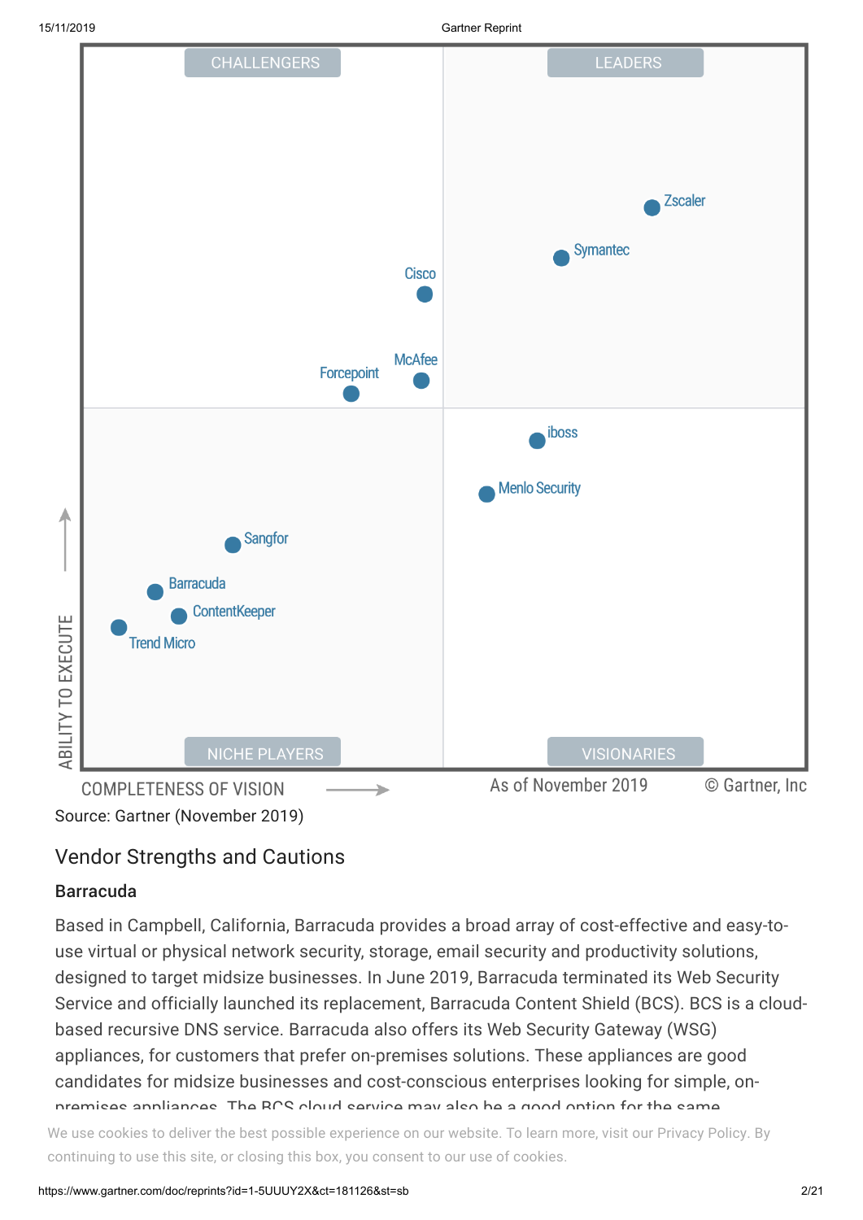Source: Gartner (November 2019)

## Vendor Strengths and Cautions

### Barracuda

Based in Campbell, California, Barracuda provides a broad array of cost-effective and easy-to-use virtual or physical network security, storage, email security and productivity solutions, designed to target midsize businesses. In June 2019, Barracuda terminated its Web Security Service and officially launched its replacement, Barracuda Content Shield (BCS). BCS is a cloud-based recursive DNS service. Barracuda also offers its Web Security Gateway (WSG) appliances, for customers that prefer on-premises solutions. These appliances are good candidates for midsize businesses and cost-conscious enterprises looking for simple, on-premises appliances. The BCS cloud service may also be a good option for the same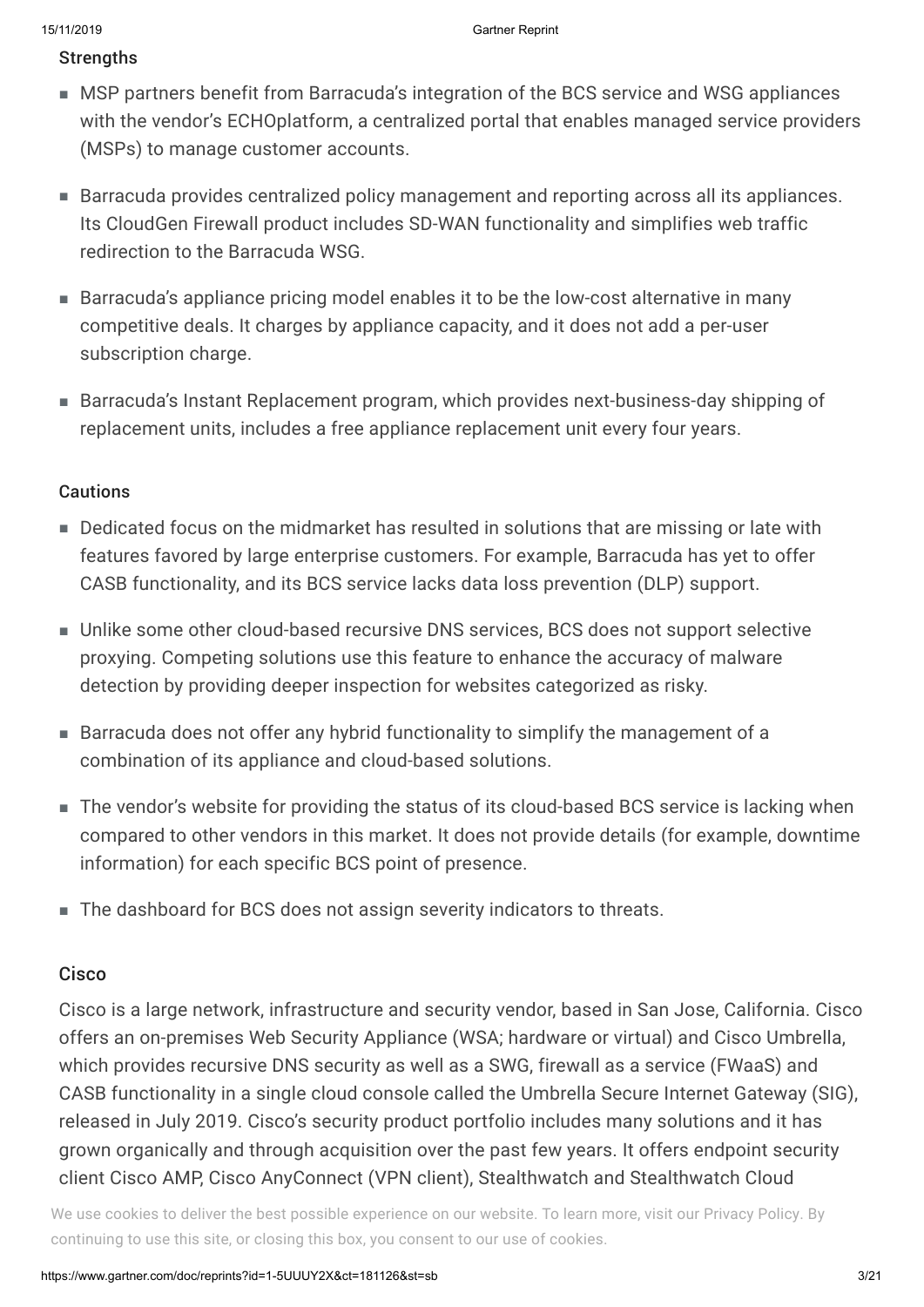### Strengths

- MSP partners benefit from Barracuda's integration of the BCS service and WSG appliances with the vendor's ECHOplatform, a centralized portal that enables managed service providers (MSPs) to manage customer accounts.
- Barracuda provides centralized policy management and reporting across all its appliances. Its CloudGen Firewall product includes SD-WAN functionality and simplifies web traffic redirection to the Barracuda WSG.
- Barracuda's appliance pricing model enables it to be the low-cost alternative in many competitive deals. It charges by appliance capacity, and it does not add a per-user subscription charge.
- Barracuda's Instant Replacement program, which provides next-business-day shipping of replacement units, includes a free appliance replacement unit every four years.

### Cautions

- Dedicated focus on the midmarket has resulted in solutions that are missing or late with features favored by large enterprise customers. For example, Barracuda has yet to offer CASB functionality, and its BCS service lacks data loss prevention (DLP) support.
- Unlike some other cloud-based recursive DNS services, BCS does not support selective proxying. Competing solutions use this feature to enhance the accuracy of malware detection by providing deeper inspection for websites categorized as risky.
- Barracuda does not offer any hybrid functionality to simplify the management of a combination of its appliance and cloud-based solutions.
- The vendor's website for providing the status of its cloud-based BCS service is lacking when compared to other vendors in this market. It does not provide details (for example, downtime information) for each specific BCS point of presence.
- The dashboard for BCS does not assign severity indicators to threats.

## Cisco

Cisco is a large network, infrastructure and security vendor, based in San Jose, California. Cisco offers an on-premises Web Security Appliance (WSA; hardware or virtual) and Cisco Umbrella, which provides recursive DNS security as well as a SWG, firewall as a service (FWaaS) and CASB functionality in a single cloud console called the Umbrella Secure Internet Gateway (SIG), released in July 2019. Cisco's security product portfolio includes many solutions and it has grown organically and through acquisition over the past few years. It offers endpoint security client Cisco AMP, Cisco AnyConnect (VPN client), Stealthwatch and Stealthwatch Cloud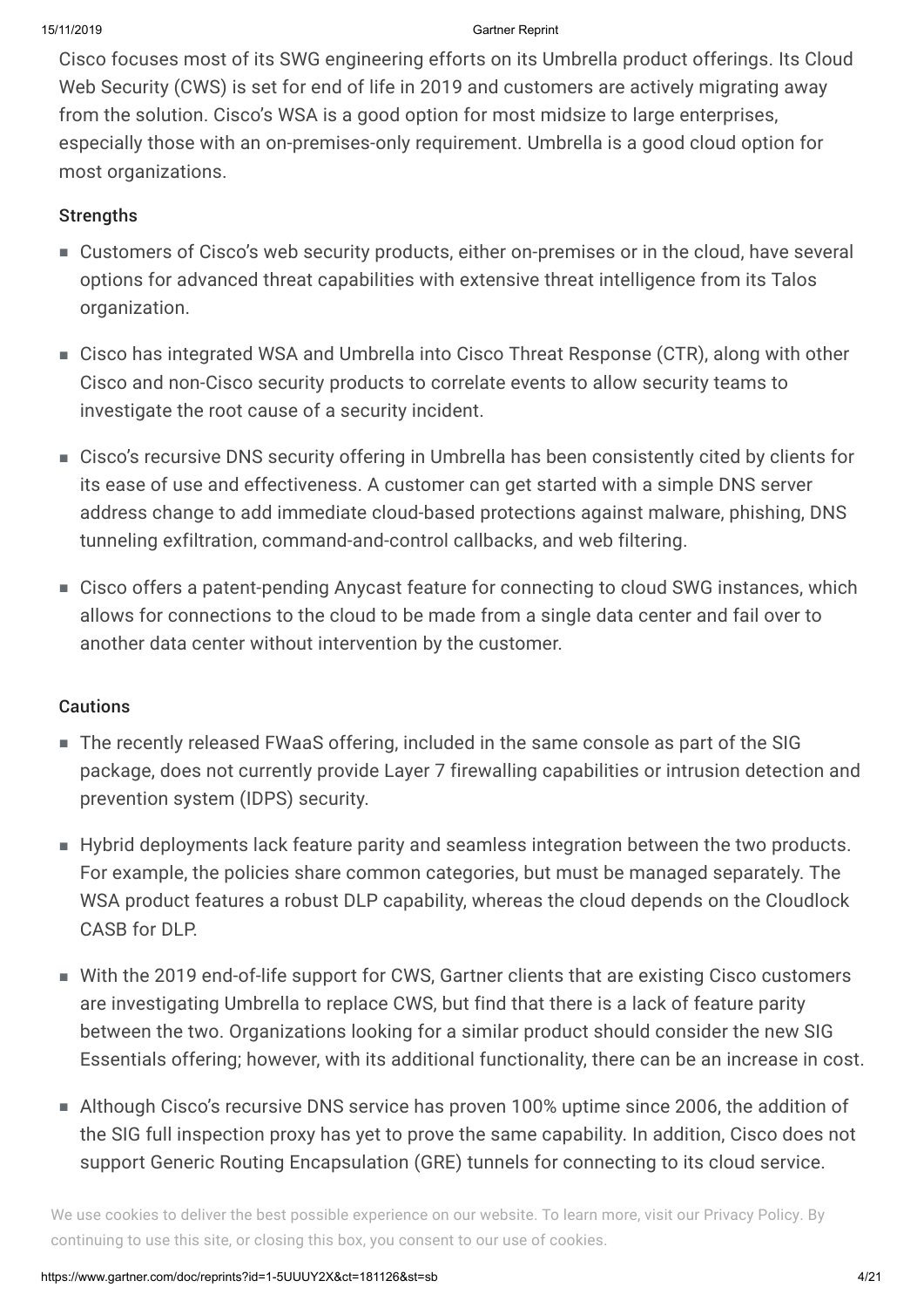Cisco focuses most of its SWG engineering efforts on its Umbrella product offerings. Its Cloud Web Security (CWS) is set for end of life in 2019 and customers are actively migrating away from the solution. Cisco's WSA is a good option for most midsize to large enterprises, especially those with an on-premises-only requirement. Umbrella is a good cloud option for most organizations.

### Strengths

- Customers of Cisco's web security products, either on-premises or in the cloud, have several options for advanced threat capabilities with extensive threat intelligence from its Talos organization.
- Cisco has integrated WSA and Umbrella into Cisco Threat Response (CTR), along with other Cisco and non-Cisco security products to correlate events to allow security teams to investigate the root cause of a security incident.
- Cisco's recursive DNS security offering in Umbrella has been consistently cited by clients for its ease of use and effectiveness. A customer can get started with a simple DNS server address change to add immediate cloud-based protections against malware, phishing, DNS tunneling exfiltration, command-and-control callbacks, and web filtering.
- Cisco offers a patent-pending Anycast feature for connecting to cloud SWG instances, which allows for connections to the cloud to be made from a single data center and fail over to another data center without intervention by the customer.

### Cautions

- The recently released FWaaS offering, included in the same console as part of the SIG package, does not currently provide Layer 7 firewalling capabilities or intrusion detection and prevention system (IDPS) security.
- Hybrid deployments lack feature parity and seamless integration between the two products. For example, the policies share common categories, but must be managed separately. The WSA product features a robust DLP capability, whereas the cloud depends on the Cloudlock CASB for DLP.
- With the 2019 end-of-life support for CWS, Gartner clients that are existing Cisco customers are investigating Umbrella to replace CWS, but find that there is a lack of feature parity between the two. Organizations looking for a similar product should consider the new SIG Essentials offering; however, with its additional functionality, there can be an increase in cost.
- Although Cisco's recursive DNS service has proven 100% uptime since 2006, the addition of the SIG full inspection proxy has yet to prove the same capability. In addition, Cisco does not support Generic Routing Encapsulation (GRE) tunnels for connecting to its cloud service.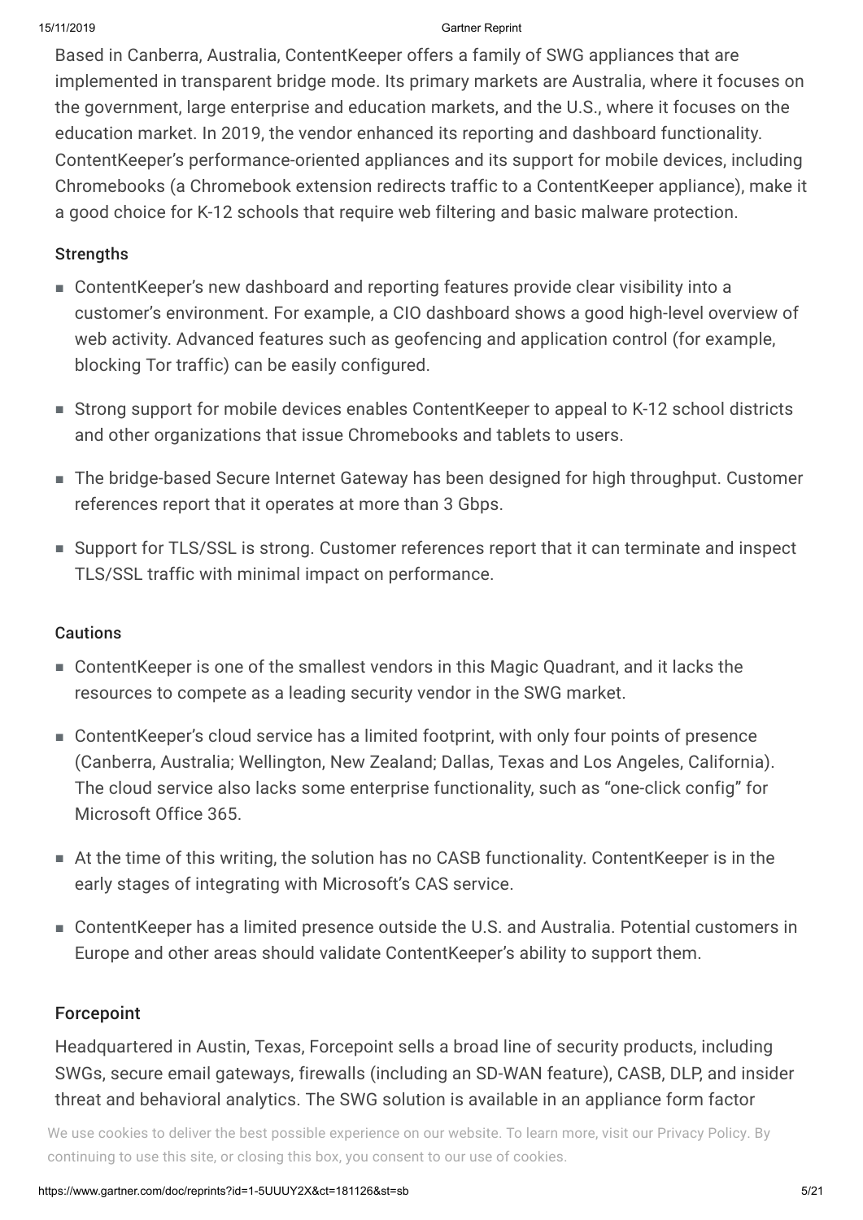Based in Canberra, Australia, ContentKeeper offers a family of SWG appliances that are implemented in transparent bridge mode. Its primary markets are Australia, where it focuses on the government, large enterprise and education markets, and the U.S., where it focuses on the education market. In 2019, the vendor enhanced its reporting and dashboard functionality. ContentKeeper's performance-oriented appliances and its support for mobile devices, including Chromebooks (a Chromebook extension redirects traffic to a ContentKeeper appliance), make it a good choice for K-12 schools that require web filtering and basic malware protection.

#### Strengths

- ContentKeeper's new dashboard and reporting features provide clear visibility into a customer's environment. For example, a CIO dashboard shows a good high-level overview of web activity. Advanced features such as geofencing and application control (for example, blocking Tor traffic) can be easily configured.
- Strong support for mobile devices enables ContentKeeper to appeal to K-12 school districts and other organizations that issue Chromebooks and tablets to users.
- The bridge-based Secure Internet Gateway has been designed for high throughput. Customer references report that it operates at more than 3 Gbps.
- Support for TLS/SSL is strong. Customer references report that it can terminate and inspect TLS/SSL traffic with minimal impact on performance.

#### Cautions

- ContentKeeper is one of the smallest vendors in this Magic Quadrant, and it lacks the resources to compete as a leading security vendor in the SWG market.
- ContentKeeper's cloud service has a limited footprint, with only four points of presence (Canberra, Australia; Wellington, New Zealand; Dallas, Texas and Los Angeles, California). The cloud service also lacks some enterprise functionality, such as "one-click config" for Microsoft Office 365.
- At the time of this writing, the solution has no CASB functionality. ContentKeeper is in the early stages of integrating with Microsoft's CAS service.
- ContentKeeper has a limited presence outside the U.S. and Australia. Potential customers in Europe and other areas should validate ContentKeeper's ability to support them.

### Forcepoint

Headquartered in Austin, Texas, Forcepoint sells a broad line of security products, including SWGs, secure email gateways, firewalls (including an SD-WAN feature), CASB, DLP, and insider threat and behavioral analytics. The SWG solution is available in an appliance form factor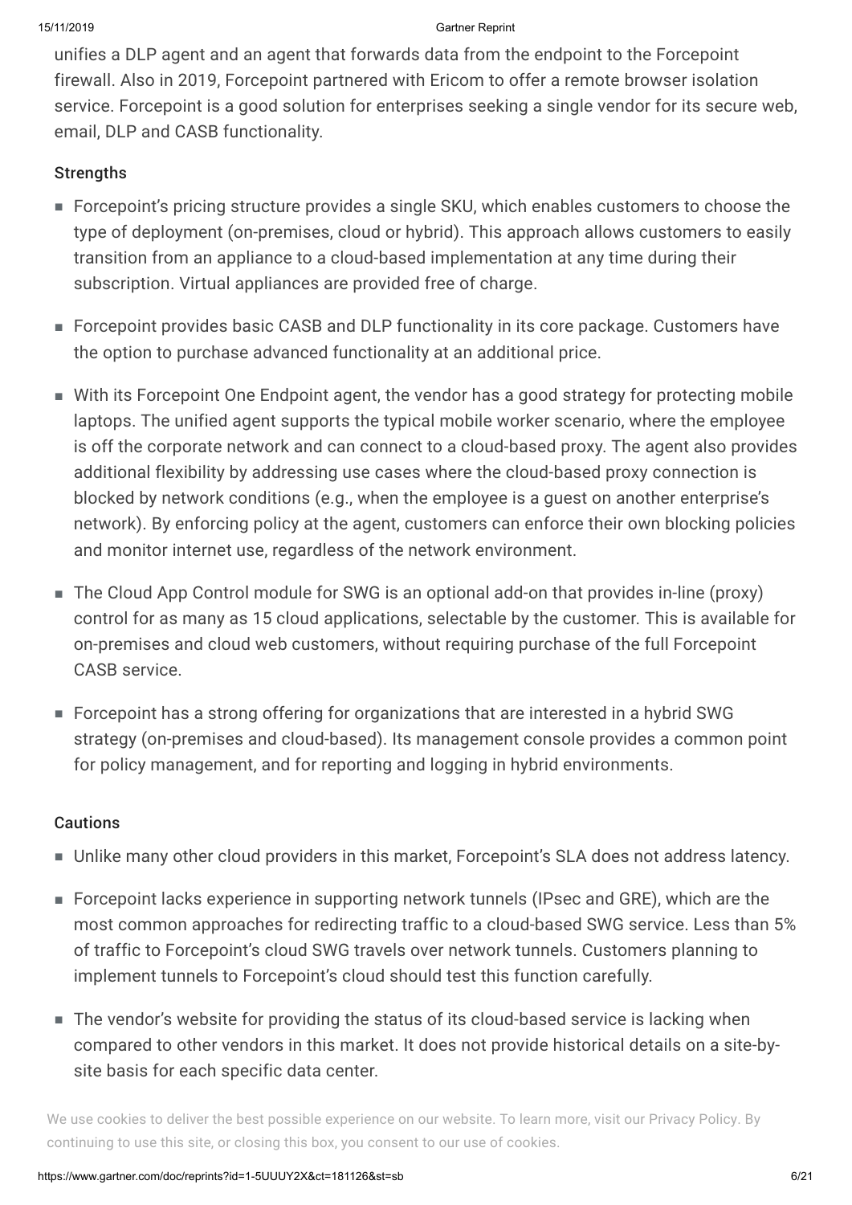unifies a DLP agent and an agent that forwards data from the endpoint to the Forcepoint firewall. Also in 2019, Forcepoint partnered with Ericom to offer a remote browser isolation service. Forcepoint is a good solution for enterprises seeking a single vendor for its secure web, email, DLP and CASB functionality.

### Strengths

- Forcepoint's pricing structure provides a single SKU, which enables customers to choose the type of deployment (on-premises, cloud or hybrid). This approach allows customers to easily transition from an appliance to a cloud-based implementation at any time during their subscription. Virtual appliances are provided free of charge.
- Forcepoint provides basic CASB and DLP functionality in its core package. Customers have the option to purchase advanced functionality at an additional price.
- With its Forcepoint One Endpoint agent, the vendor has a good strategy for protecting mobile laptops. The unified agent supports the typical mobile worker scenario, where the employee is off the corporate network and can connect to a cloud-based proxy. The agent also provides additional flexibility by addressing use cases where the cloud-based proxy connection is blocked by network conditions (e.g., when the employee is a guest on another enterprise's network). By enforcing policy at the agent, customers can enforce their own blocking policies and monitor internet use, regardless of the network environment.
- The Cloud App Control module for SWG is an optional add-on that provides in-line (proxy) control for as many as 15 cloud applications, selectable by the customer. This is available for on-premises and cloud web customers, without requiring purchase of the full Forcepoint CASB service.
- Forcepoint has a strong offering for organizations that are interested in a hybrid SWG strategy (on-premises and cloud-based). Its management console provides a common point for policy management, and for reporting and logging in hybrid environments.

### Cautions

- Unlike many other cloud providers in this market, Forcepoint's SLA does not address latency.
- Forcepoint lacks experience in supporting network tunnels (IPsec and GRE), which are the most common approaches for redirecting traffic to a cloud-based SWG service. Less than 5% of traffic to Forcepoint's cloud SWG travels over network tunnels. Customers planning to implement tunnels to Forcepoint's cloud should test this function carefully.
- The vendor's website for providing the status of its cloud-based service is lacking when compared to other vendors in this market. It does not provide historical details on a site-by-site basis for each specific data center.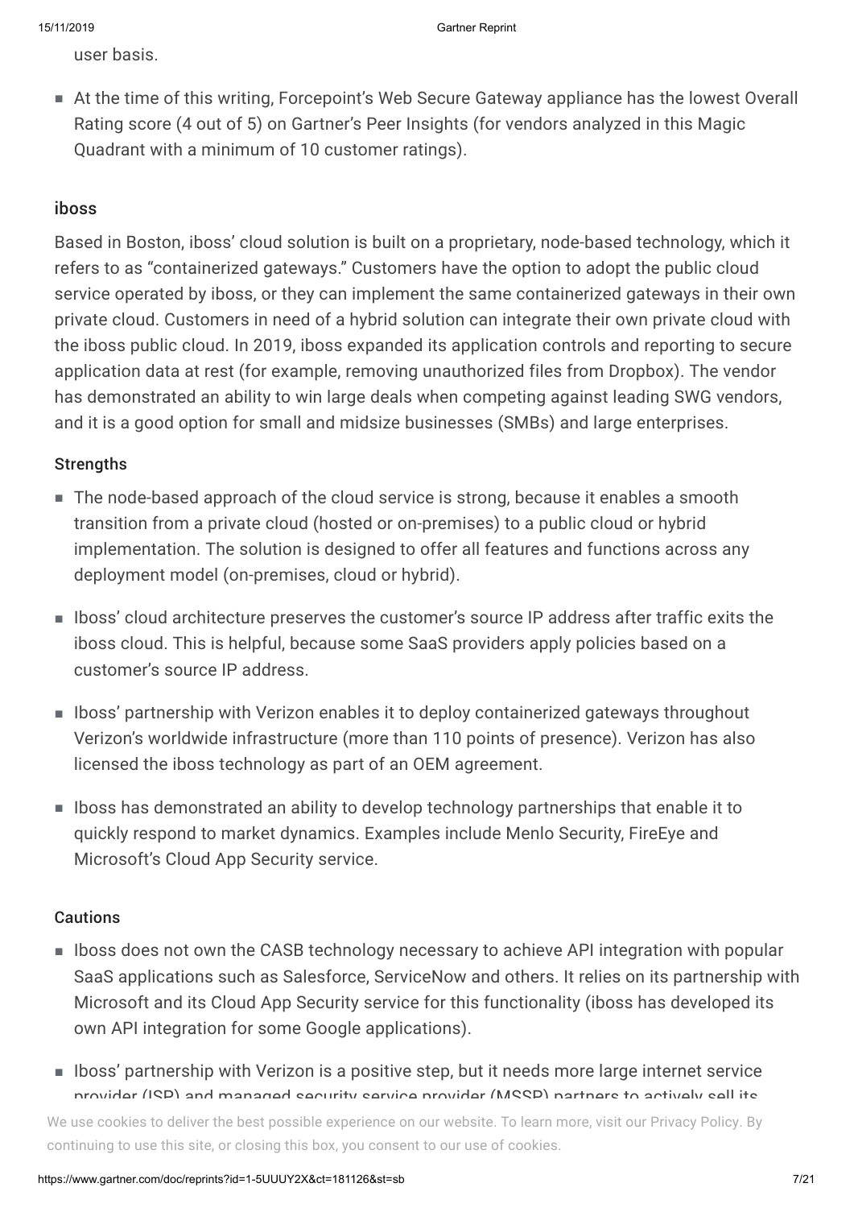user basis.

- At the time of this writing, Forcepoint's Web Secure Gateway appliance has the lowest Overall Rating score (4 out of 5) on Gartner's Peer Insights (for vendors analyzed in this Magic Quadrant with a minimum of 10 customer ratings).

### iboss

Based in Boston, iboss' cloud solution is built on a proprietary, node-based technology, which it refers to as "containerized gateways." Customers have the option to adopt the public cloud service operated by iboss, or they can implement the same containerized gateways in their own private cloud. Customers in need of a hybrid solution can integrate their own private cloud with the iboss public cloud. In 2019, iboss expanded its application controls and reporting to secure application data at rest (for example, removing unauthorized files from Dropbox). The vendor has demonstrated an ability to win large deals when competing against leading SWG vendors, and it is a good option for small and midsize businesses (SMBs) and large enterprises.

#### Strengths

- The node-based approach of the cloud service is strong, because it enables a smooth transition from a private cloud (hosted or on-premises) to a public cloud or hybrid implementation. The solution is designed to offer all features and functions across any deployment model (on-premises, cloud or hybrid).
- Iboss' cloud architecture preserves the customer's source IP address after traffic exits the iboss cloud. This is helpful, because some SaaS providers apply policies based on a customer's source IP address.
- Iboss' partnership with Verizon enables it to deploy containerized gateways throughout Verizon's worldwide infrastructure (more than 110 points of presence). Verizon has also licensed the iboss technology as part of an OEM agreement.
- Iboss has demonstrated an ability to develop technology partnerships that enable it to quickly respond to market dynamics. Examples include Menlo Security, FireEye and Microsoft's Cloud App Security service.

#### Cautions

- Iboss does not own the CASB technology necessary to achieve API integration with popular SaaS applications such as Salesforce, ServiceNow and others. It relies on its partnership with Microsoft and its Cloud App Security service for this functionality (iboss has developed its own API integration for some Google applications).
- Iboss' partnership with Verizon is a positive step, but it needs more large internet service provider (ISP) and managed security service provider (MSSP) partners to actively sell its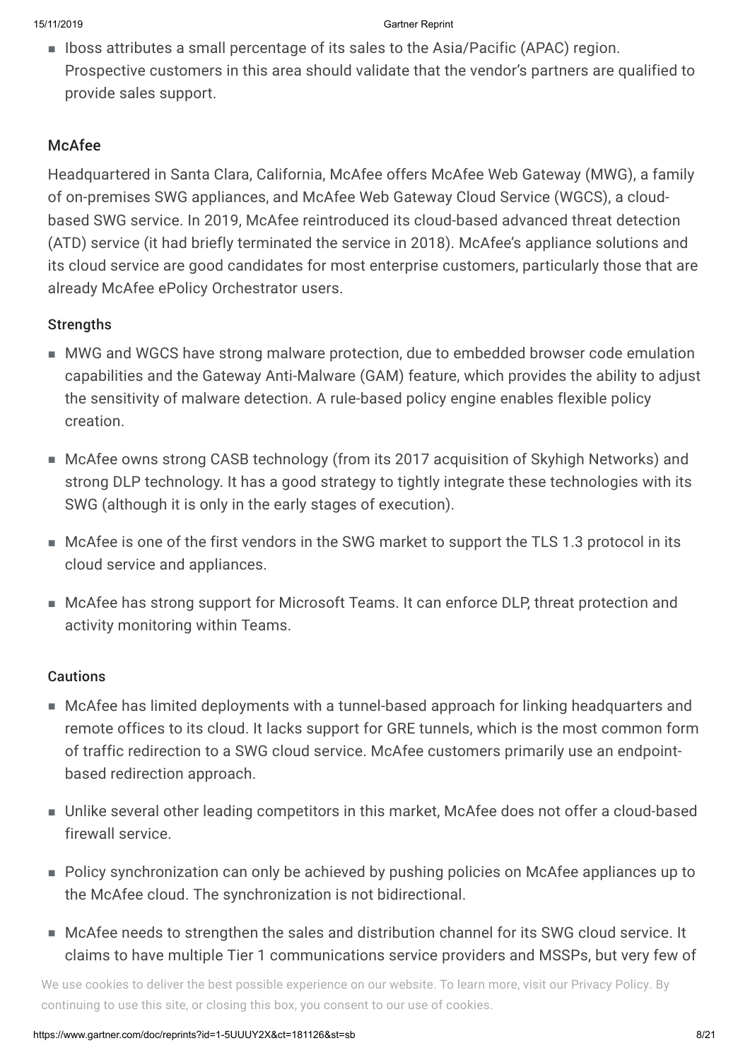- Iboss attributes a small percentage of its sales to the Asia/Pacific (APAC) region. Prospective customers in this area should validate that the vendor's partners are qualified to provide sales support.

### McAfee

Headquartered in Santa Clara, California, McAfee offers McAfee Web Gateway (MWG), a family of on-premises SWG appliances, and McAfee Web Gateway Cloud Service (WGCS), a cloud-based SWG service. In 2019, McAfee reintroduced its cloud-based advanced threat detection (ATD) service (it had briefly terminated the service in 2018). McAfee's appliance solutions and its cloud service are good candidates for most enterprise customers, particularly those that are already McAfee ePolicy Orchestrator users.

#### Strengths

- MWG and WGCS have strong malware protection, due to embedded browser code emulation capabilities and the Gateway Anti-Malware (GAM) feature, which provides the ability to adjust the sensitivity of malware detection. A rule-based policy engine enables flexible policy creation.
- McAfee owns strong CASB technology (from its 2017 acquisition of Skyhigh Networks) and strong DLP technology. It has a good strategy to tightly integrate these technologies with its SWG (although it is only in the early stages of execution).
- McAfee is one of the first vendors in the SWG market to support the TLS 1.3 protocol in its cloud service and appliances.
- McAfee has strong support for Microsoft Teams. It can enforce DLP, threat protection and activity monitoring within Teams.

#### Cautions

- McAfee has limited deployments with a tunnel-based approach for linking headquarters and remote offices to its cloud. It lacks support for GRE tunnels, which is the most common form of traffic redirection to a SWG cloud service. McAfee customers primarily use an endpoint-based redirection approach.
- Unlike several other leading competitors in this market, McAfee does not offer a cloud-based firewall service.
- Policy synchronization can only be achieved by pushing policies on McAfee appliances up to the McAfee cloud. The synchronization is not bidirectional.
- McAfee needs to strengthen the sales and distribution channel for its SWG cloud service. It claims to have multiple Tier 1 communications service providers and MSSPs, but very few of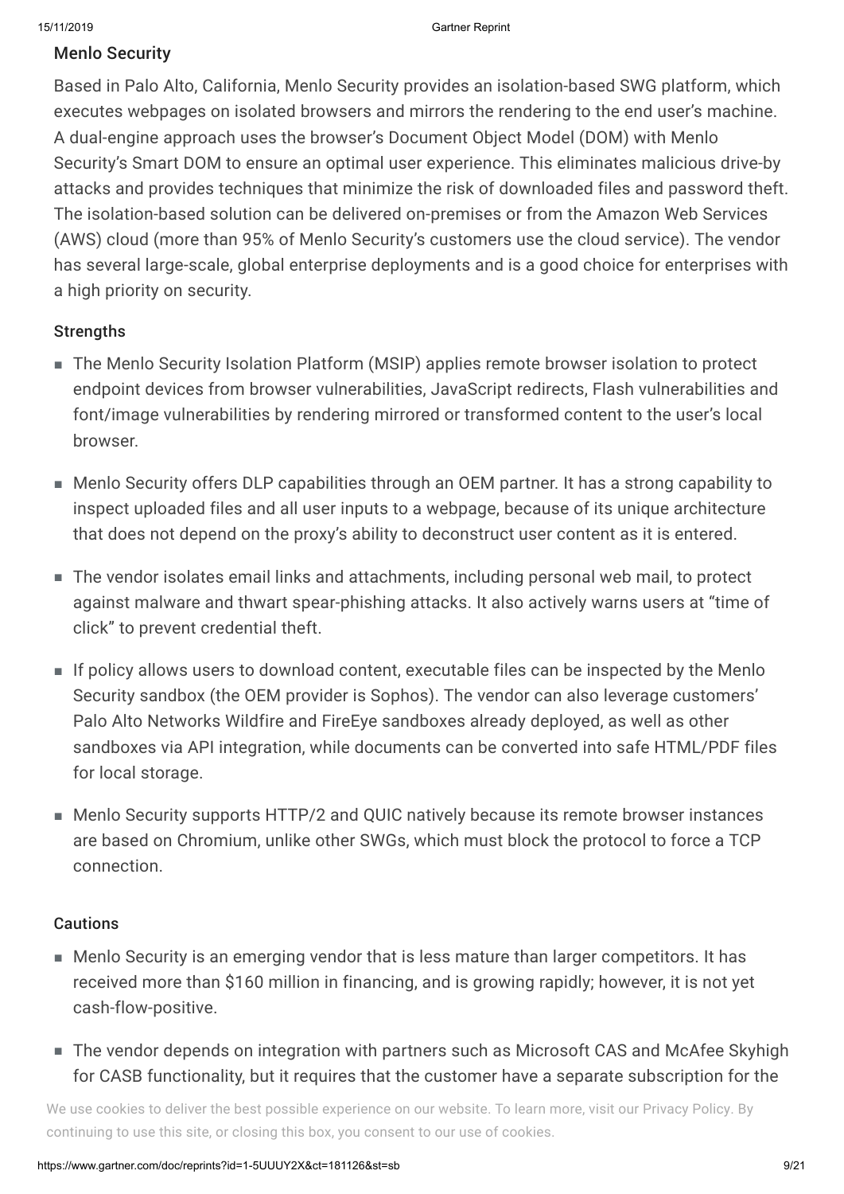### Menlo Security

Based in Palo Alto, California, Menlo Security provides an isolation-based SWG platform, which executes webpages on isolated browsers and mirrors the rendering to the end user's machine. A dual-engine approach uses the browser's Document Object Model (DOM) with Menlo Security's Smart DOM to ensure an optimal user experience. This eliminates malicious drive-by attacks and provides techniques that minimize the risk of downloaded files and password theft. The isolation-based solution can be delivered on-premises or from the Amazon Web Services (AWS) cloud (more than 95% of Menlo Security's customers use the cloud service). The vendor has several large-scale, global enterprise deployments and is a good choice for enterprises with a high priority on security.

#### Strengths

- The Menlo Security Isolation Platform (MSIP) applies remote browser isolation to protect endpoint devices from browser vulnerabilities, JavaScript redirects, Flash vulnerabilities and font/image vulnerabilities by rendering mirrored or transformed content to the user's local browser.
- Menlo Security offers DLP capabilities through an OEM partner. It has a strong capability to inspect uploaded files and all user inputs to a webpage, because of its unique architecture that does not depend on the proxy's ability to deconstruct user content as it is entered.
- The vendor isolates email links and attachments, including personal web mail, to protect against malware and thwart spear-phishing attacks. It also actively warns users at "time of click" to prevent credential theft.
- If policy allows users to download content, executable files can be inspected by the Menlo Security sandbox (the OEM provider is Sophos). The vendor can also leverage customers' Palo Alto Networks Wildfire and FireEye sandboxes already deployed, as well as other sandboxes via API integration, while documents can be converted into safe HTML/PDF files for local storage.
- Menlo Security supports HTTP/2 and QUIC natively because its remote browser instances are based on Chromium, unlike other SWGs, which must block the protocol to force a TCP connection.

#### Cautions

- Menlo Security is an emerging vendor that is less mature than larger competitors. It has received more than $160 million in financing, and is growing rapidly; however, it is not yet cash-flow-positive.
- The vendor depends on integration with partners such as Microsoft CAS and McAfee Skyhigh for CASB functionality, but it requires that the customer have a separate subscription for the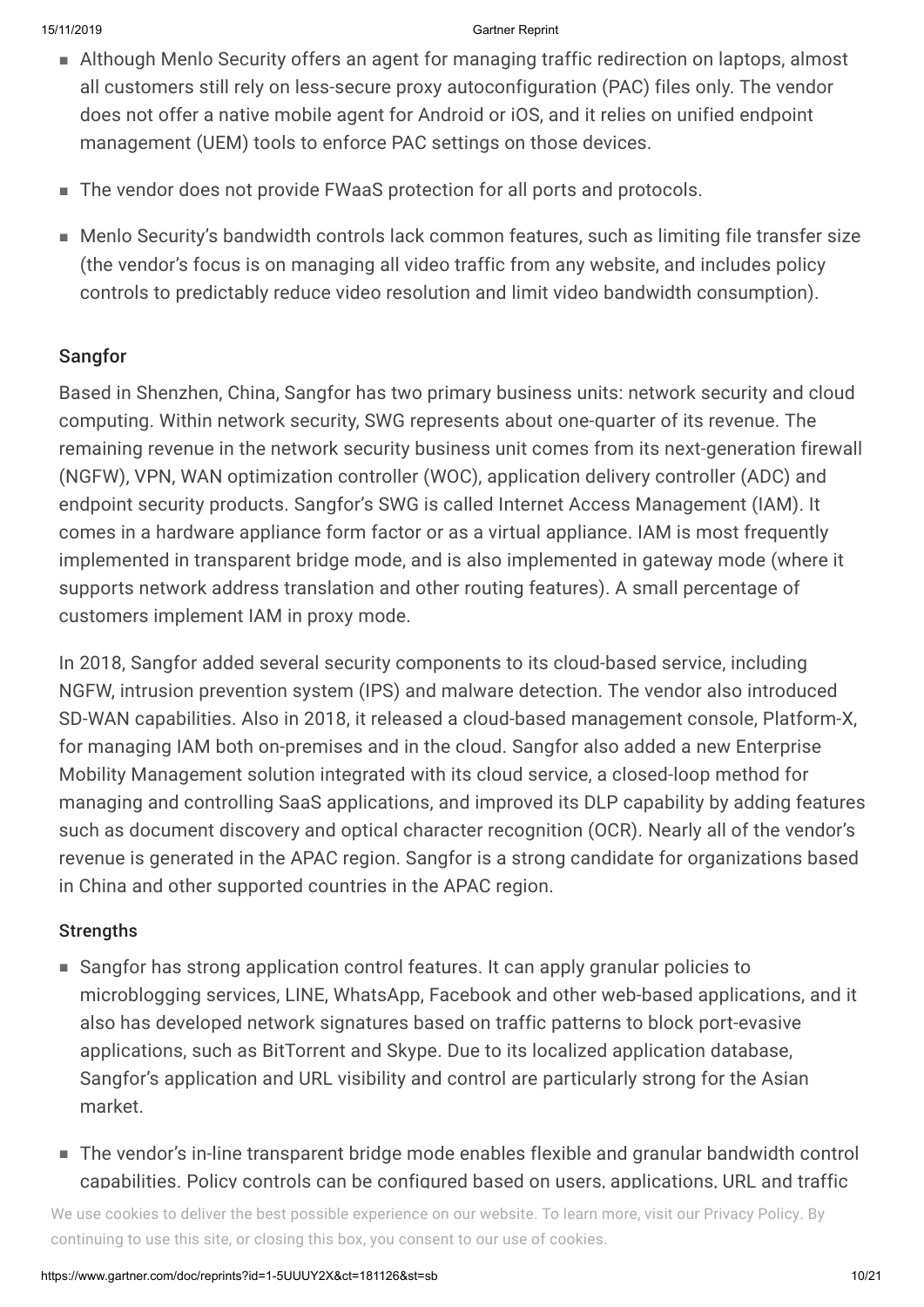- Although Menlo Security offers an agent for managing traffic redirection on laptops, almost all customers still rely on less-secure proxy autoconfiguration (PAC) files only. The vendor does not offer a native mobile agent for Android or iOS, and it relies on unified endpoint management (UEM) tools to enforce PAC settings on those devices.
- The vendor does not provide FWaaS protection for all ports and protocols.
- Menlo Security's bandwidth controls lack common features, such as limiting file transfer size (the vendor's focus is on managing all video traffic from any website, and includes policy controls to predictably reduce video resolution and limit video bandwidth consumption).

### Sangfor

Based in Shenzhen, China, Sangfor has two primary business units: network security and cloud computing. Within network security, SWG represents about one-quarter of its revenue. The remaining revenue in the network security business unit comes from its next-generation firewall (NGFW), VPN, WAN optimization controller (WOC), application delivery controller (ADC) and endpoint security products. Sangfor's SWG is called Internet Access Management (IAM). It comes in a hardware appliance form factor or as a virtual appliance. IAM is most frequently implemented in transparent bridge mode, and is also implemented in gateway mode (where it supports network address translation and other routing features). A small percentage of customers implement IAM in proxy mode.

In 2018, Sangfor added several security components to its cloud-based service, including NGFW, intrusion prevention system (IPS) and malware detection. The vendor also introduced SD-WAN capabilities. Also in 2018, it released a cloud-based management console, Platform-X, for managing IAM both on-premises and in the cloud. Sangfor also added a new Enterprise Mobility Management solution integrated with its cloud service, a closed-loop method for managing and controlling SaaS applications, and improved its DLP capability by adding features such as document discovery and optical character recognition (OCR). Nearly all of the vendor's revenue is generated in the APAC region. Sangfor is a strong candidate for organizations based in China and other supported countries in the APAC region.

#### Strengths

- Sangfor has strong application control features. It can apply granular policies to microblogging services, LINE, WhatsApp, Facebook and other web-based applications, and it also has developed network signatures based on traffic patterns to block port-evasive applications, such as BitTorrent and Skype. Due to its localized application database, Sangfor's application and URL visibility and control are particularly strong for the Asian market.
- The vendor's in-line transparent bridge mode enables flexible and granular bandwidth control capabilities. Policy controls can be configured based on users, applications, URL and traffic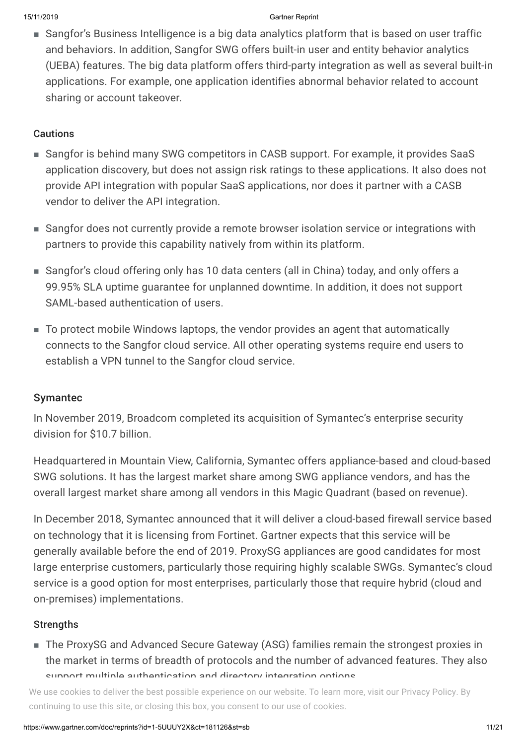- Sangfor's Business Intelligence is a big data analytics platform that is based on user traffic and behaviors. In addition, Sangfor SWG offers built-in user and entity behavior analytics (UEBA) features. The big data platform offers third-party integration as well as several built-in applications. For example, one application identifies abnormal behavior related to account sharing or account takeover.

#### Cautions

- Sangfor is behind many SWG competitors in CASB support. For example, it provides SaaS application discovery, but does not assign risk ratings to these applications. It also does not provide API integration with popular SaaS applications, nor does it partner with a CASB vendor to deliver the API integration.
- Sangfor does not currently provide a remote browser isolation service or integrations with partners to provide this capability natively from within its platform.
- Sangfor's cloud offering only has 10 data centers (all in China) today, and only offers a 99.95% SLA uptime guarantee for unplanned downtime. In addition, it does not support SAML-based authentication of users.
- To protect mobile Windows laptops, the vendor provides an agent that automatically connects to the Sangfor cloud service. All other operating systems require end users to establish a VPN tunnel to the Sangfor cloud service.

### Symantec

In November 2019, Broadcom completed its acquisition of Symantec's enterprise security division for $10.7 billion.

Headquartered in Mountain View, California, Symantec offers appliance-based and cloud-based SWG solutions. It has the largest market share among SWG appliance vendors, and has the overall largest market share among all vendors in this Magic Quadrant (based on revenue).

In December 2018, Symantec announced that it will deliver a cloud-based firewall service based on technology that it is licensing from Fortinet. Gartner expects that this service will be generally available before the end of 2019. ProxySG appliances are good candidates for most large enterprise customers, particularly those requiring highly scalable SWGs. Symantec's cloud service is a good option for most enterprises, particularly those that require hybrid (cloud and on-premises) implementations.

#### Strengths

- The ProxySG and Advanced Secure Gateway (ASG) families remain the strongest proxies in the market in terms of breadth of protocols and the number of advanced features. They also support multiple authentication and directory integration options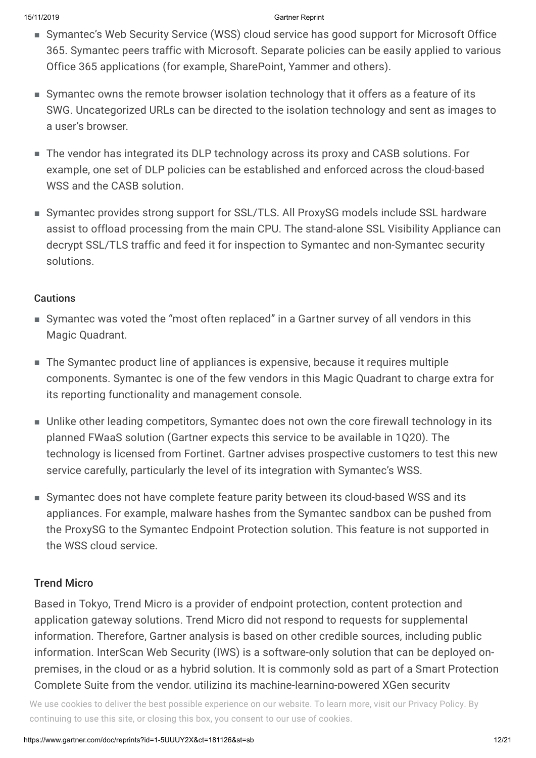- Symantec's Web Security Service (WSS) cloud service has good support for Microsoft Office 365. Symantec peers traffic with Microsoft. Separate policies can be easily applied to various Office 365 applications (for example, SharePoint, Yammer and others).
- Symantec owns the remote browser isolation technology that it offers as a feature of its SWG. Uncategorized URLs can be directed to the isolation technology and sent as images to a user's browser.
- The vendor has integrated its DLP technology across its proxy and CASB solutions. For example, one set of DLP policies can be established and enforced across the cloud-based WSS and the CASB solution.
- Symantec provides strong support for SSL/TLS. All ProxySG models include SSL hardware assist to offload processing from the main CPU. The stand-alone SSL Visibility Appliance can decrypt SSL/TLS traffic and feed it for inspection to Symantec and non-Symantec security solutions.

#### Cautions

- Symantec was voted the "most often replaced" in a Gartner survey of all vendors in this Magic Quadrant.
- The Symantec product line of appliances is expensive, because it requires multiple components. Symantec is one of the few vendors in this Magic Quadrant to charge extra for its reporting functionality and management console.
- Unlike other leading competitors, Symantec does not own the core firewall technology in its planned FWaaS solution (Gartner expects this service to be available in 1Q20). The technology is licensed from Fortinet. Gartner advises prospective customers to test this new service carefully, particularly the level of its integration with Symantec's WSS.
- Symantec does not have complete feature parity between its cloud-based WSS and its appliances. For example, malware hashes from the Symantec sandbox can be pushed from the ProxySG to the Symantec Endpoint Protection solution. This feature is not supported in the WSS cloud service.

### Trend Micro

Based in Tokyo, Trend Micro is a provider of endpoint protection, content protection and application gateway solutions. Trend Micro did not respond to requests for supplemental information. Therefore, Gartner analysis is based on other credible sources, including public information. InterScan Web Security (IWS) is a software-only solution that can be deployed on-premises, in the cloud or as a hybrid solution. It is commonly sold as part of a Smart Protection Complete Suite from the vendor, utilizing its machine-learning-powered XGen security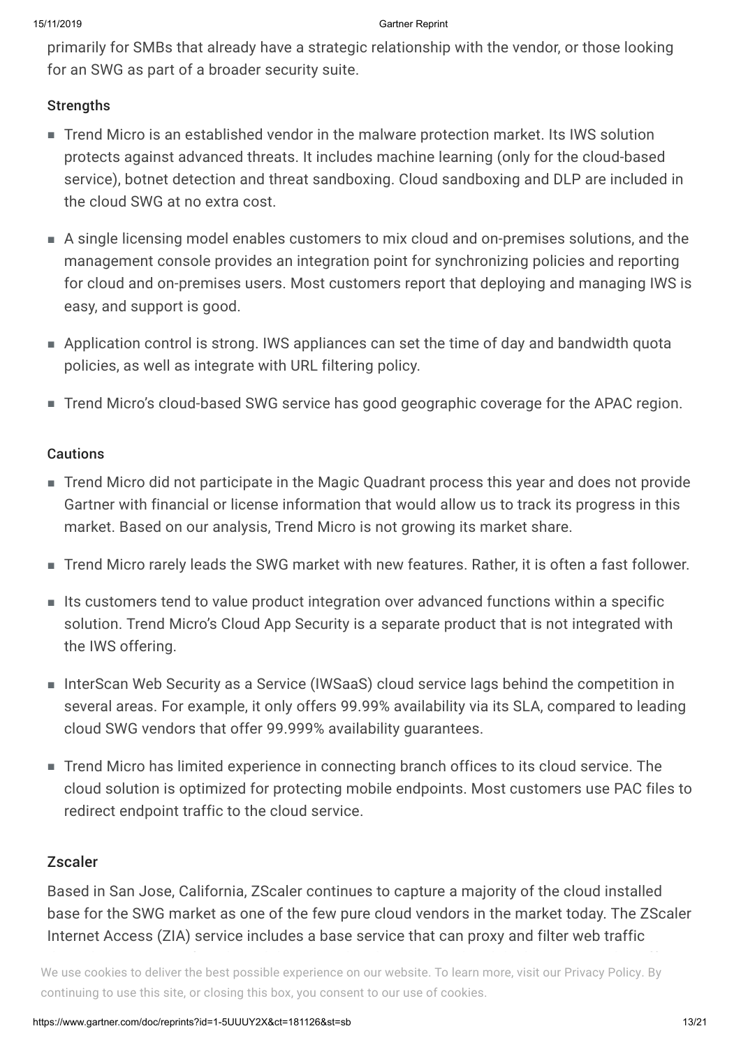primarily for SMBs that already have a strategic relationship with the vendor, or those looking for an SWG as part of a broader security suite.

### Strengths

- Trend Micro is an established vendor in the malware protection market. Its IWS solution protects against advanced threats. It includes machine learning (only for the cloud-based service), botnet detection and threat sandboxing. Cloud sandboxing and DLP are included in the cloud SWG at no extra cost.
- A single licensing model enables customers to mix cloud and on-premises solutions, and the management console provides an integration point for synchronizing policies and reporting for cloud and on-premises users. Most customers report that deploying and managing IWS is easy, and support is good.
- Application control is strong. IWS appliances can set the time of day and bandwidth quota policies, as well as integrate with URL filtering policy.
- Trend Micro's cloud-based SWG service has good geographic coverage for the APAC region.

### Cautions

- Trend Micro did not participate in the Magic Quadrant process this year and does not provide Gartner with financial or license information that would allow us to track its progress in this market. Based on our analysis, Trend Micro is not growing its market share.
- Trend Micro rarely leads the SWG market with new features. Rather, it is often a fast follower.
- Its customers tend to value product integration over advanced functions within a specific solution. Trend Micro's Cloud App Security is a separate product that is not integrated with the IWS offering.
- InterScan Web Security as a Service (IWSaaS) cloud service lags behind the competition in several areas. For example, it only offers 99.99% availability via its SLA, compared to leading cloud SWG vendors that offer 99.999% availability guarantees.
- Trend Micro has limited experience in connecting branch offices to its cloud service. The cloud solution is optimized for protecting mobile endpoints. Most customers use PAC files to redirect endpoint traffic to the cloud service.

### Zscaler

Based in San Jose, California, ZScaler continues to capture a majority of the cloud installed base for the SWG market as one of the few pure cloud vendors in the market today. The ZScaler Internet Access (ZIA) service includes a base service that can proxy and filter web traffic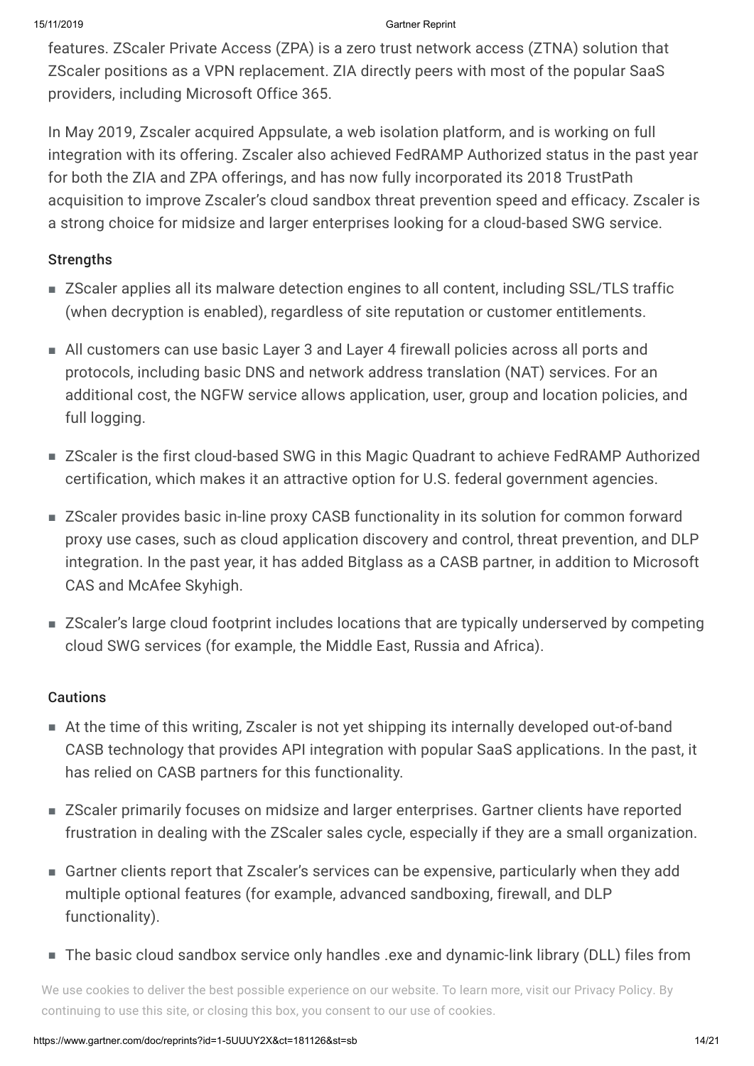features. ZScaler Private Access (ZPA) is a zero trust network access (ZTNA) solution that ZScaler positions as a VPN replacement. ZIA directly peers with most of the popular SaaS providers, including Microsoft Office 365.

In May 2019, Zscaler acquired Appsulate, a web isolation platform, and is working on full integration with its offering. Zscaler also achieved FedRAMP Authorized status in the past year for both the ZIA and ZPA offerings, and has now fully incorporated its 2018 TrustPath acquisition to improve Zscaler's cloud sandbox threat prevention speed and efficacy. Zscaler is a strong choice for midsize and larger enterprises looking for a cloud-based SWG service.

#### Strengths

- ZScaler applies all its malware detection engines to all content, including SSL/TLS traffic (when decryption is enabled), regardless of site reputation or customer entitlements.
- All customers can use basic Layer 3 and Layer 4 firewall policies across all ports and protocols, including basic DNS and network address translation (NAT) services. For an additional cost, the NGFW service allows application, user, group and location policies, and full logging.
- ZScaler is the first cloud-based SWG in this Magic Quadrant to achieve FedRAMP Authorized certification, which makes it an attractive option for U.S. federal government agencies.
- ZScaler provides basic in-line proxy CASB functionality in its solution for common forward proxy use cases, such as cloud application discovery and control, threat prevention, and DLP integration. In the past year, it has added Bitglass as a CASB partner, in addition to Microsoft CAS and McAfee Skyhigh.
- ZScaler's large cloud footprint includes locations that are typically underserved by competing cloud SWG services (for example, the Middle East, Russia and Africa).

#### Cautions

- At the time of this writing, Zscaler is not yet shipping its internally developed out-of-band CASB technology that provides API integration with popular SaaS applications. In the past, it has relied on CASB partners for this functionality.
- ZScaler primarily focuses on midsize and larger enterprises. Gartner clients have reported frustration in dealing with the ZScaler sales cycle, especially if they are a small organization.
- Gartner clients report that Zscaler's services can be expensive, particularly when they add multiple optional features (for example, advanced sandboxing, firewall, and DLP functionality).
- The basic cloud sandbox service only handles .exe and dynamic-link library (DLL) files from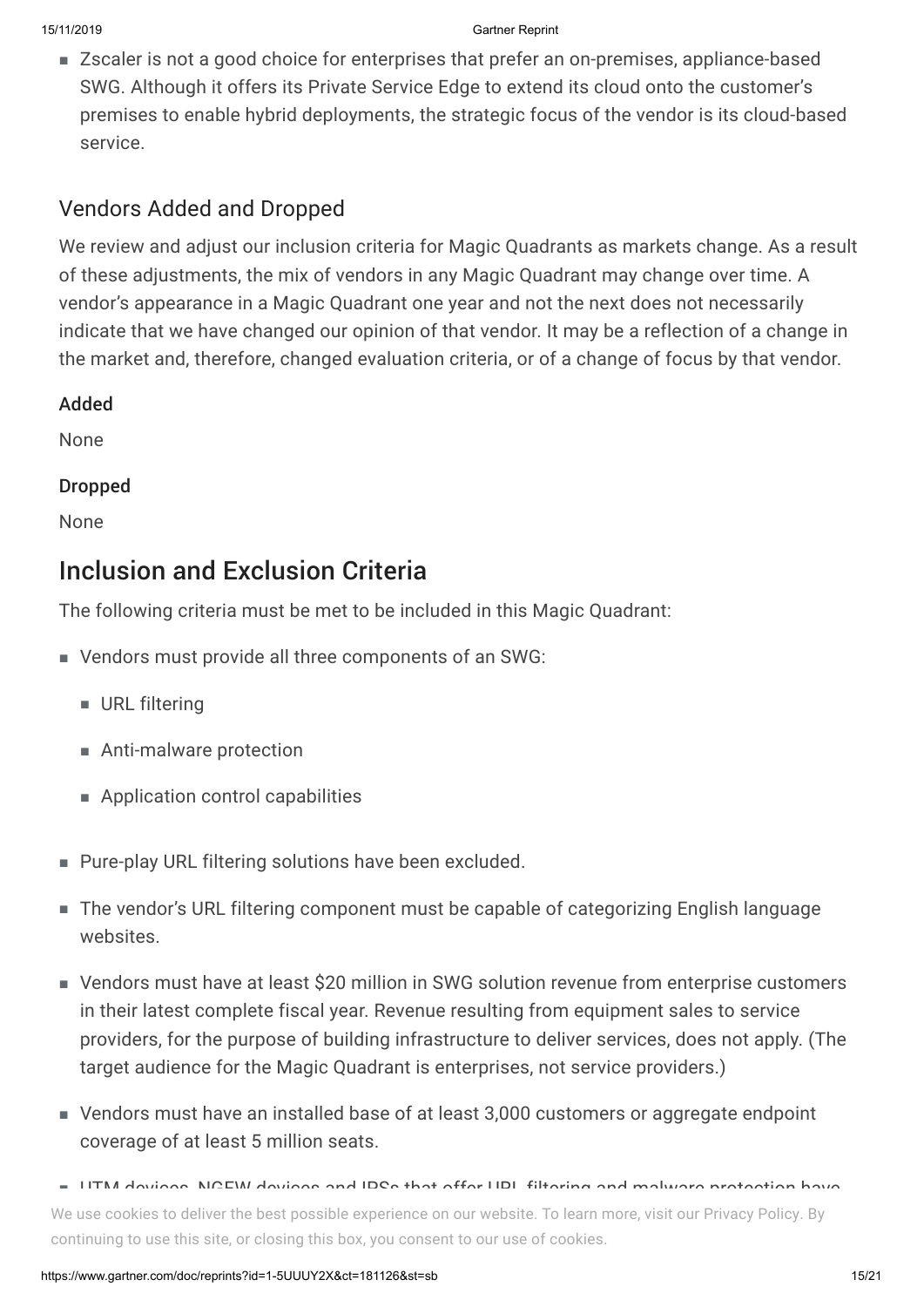- Zscaler is not a good choice for enterprises that prefer an on-premises, appliance-based SWG. Although it offers its Private Service Edge to extend its cloud onto the customer's premises to enable hybrid deployments, the strategic focus of the vendor is its cloud-based service.

### Vendors Added and Dropped

We review and adjust our inclusion criteria for Magic Quadrants as markets change. As a result of these adjustments, the mix of vendors in any Magic Quadrant may change over time. A vendor's appearance in a Magic Quadrant one year and not the next does not necessarily indicate that we have changed our opinion of that vendor. It may be a reflection of a change in the market and, therefore, changed evaluation criteria, or of a change of focus by that vendor.

#### Added

None

#### Dropped

None

## Inclusion and Exclusion Criteria

The following criteria must be met to be included in this Magic Quadrant:

- Vendors must provide all three components of an SWG:
  - URL filtering
  - Anti-malware protection
  - Application control capabilities
- Pure-play URL filtering solutions have been excluded.
- The vendor's URL filtering component must be capable of categorizing English language websites.
- Vendors must have at least $20 million in SWG solution revenue from enterprise customers in their latest complete fiscal year. Revenue resulting from equipment sales to service providers, for the purpose of building infrastructure to deliver services, does not apply. (The target audience for the Magic Quadrant is enterprises, not service providers.)
- Vendors must have an installed base of at least 3,000 customers or aggregate endpoint coverage of at least 5 million seats.
- UTM devices, NGFW devices and IPSs that offer URL filtering and malware protection have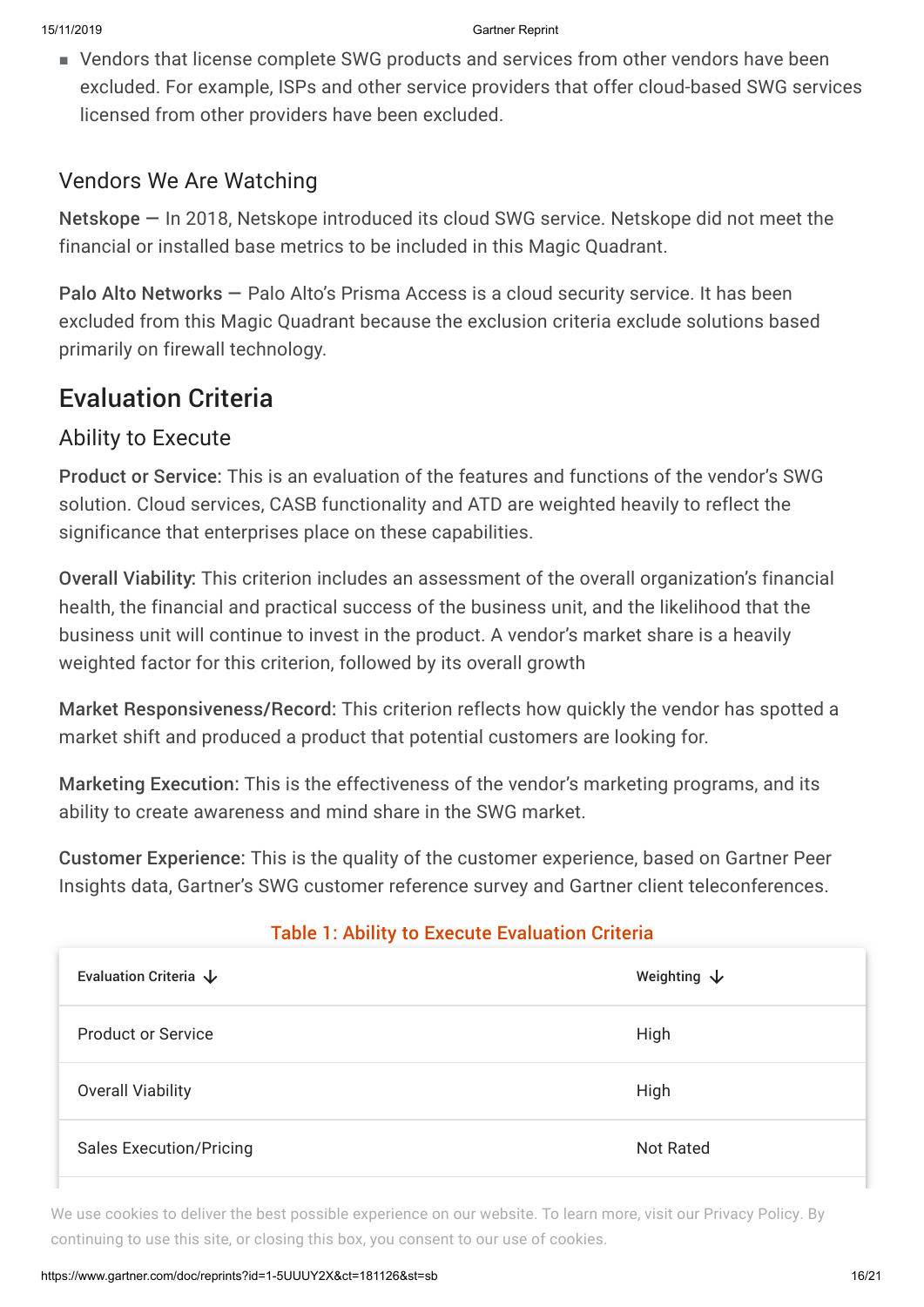- Vendors that license complete SWG products and services from other vendors have been excluded. For example, ISPs and other service providers that offer cloud-based SWG services licensed from other providers have been excluded.

### Vendors We Are Watching

**Netskope** — In 2018, Netskope introduced its cloud SWG service. Netskope did not meet the financial or installed base metrics to be included in this Magic Quadrant.

**Palo Alto Networks** — Palo Alto's Prisma Access is a cloud security service. It has been excluded from this Magic Quadrant because the exclusion criteria exclude solutions based primarily on firewall technology.

## Evaluation Criteria

### Ability to Execute

**Product or Service:** This is an evaluation of the features and functions of the vendor's SWG solution. Cloud services, CASB functionality and ATD are weighted heavily to reflect the significance that enterprises place on these capabilities.

**Overall Viability:** This criterion includes an assessment of the overall organization's financial health, the financial and practical success of the business unit, and the likelihood that the business unit will continue to invest in the product. A vendor's market share is a heavily weighted factor for this criterion, followed by its overall growth

**Market Responsiveness/Record:** This criterion reflects how quickly the vendor has spotted a market shift and produced a product that potential customers are looking for.

**Marketing Execution:** This is the effectiveness of the vendor's marketing programs, and its ability to create awareness and mind share in the SWG market.

**Customer Experience:** This is the quality of the customer experience, based on Gartner Peer Insights data, Gartner's SWG customer reference survey and Gartner client teleconferences.

**Table 1: Ability to Execute Evaluation Criteria**

| Evaluation Criteria | Weighting |
|---|---|
| Product or Service | High |
| Overall Viability | High |
| Sales Execution/Pricing | Not Rated |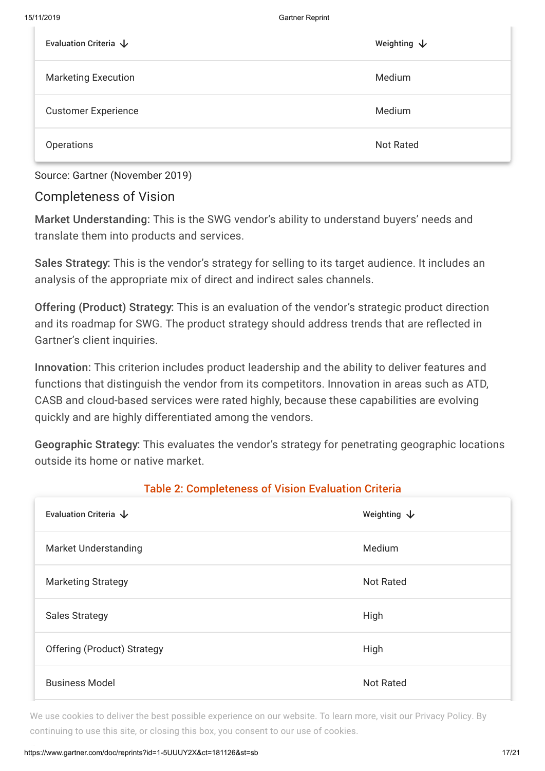| Evaluation Criteria | Weighting |
| --- | --- |
| Marketing Execution | Medium |
| Customer Experience | Medium |
| Operations | Not Rated |

Source: Gartner (November 2019)

## Completeness of Vision

**Market Understanding:** This is the SWG vendor's ability to understand buyers' needs and translate them into products and services.

**Sales Strategy:** This is the vendor's strategy for selling to its target audience. It includes an analysis of the appropriate mix of direct and indirect sales channels.

**Offering (Product) Strategy:** This is an evaluation of the vendor's strategic product direction and its roadmap for SWG. The product strategy should address trends that are reflected in Gartner's client inquiries.

**Innovation:** This criterion includes product leadership and the ability to deliver features and functions that distinguish the vendor from its competitors. Innovation in areas such as ATD, CASB and cloud-based services were rated highly, because these capabilities are evolving quickly and are highly differentiated among the vendors.

**Geographic Strategy:** This evaluates the vendor's strategy for penetrating geographic locations outside its home or native market.

Table 2: Completeness of Vision Evaluation Criteria

| Evaluation Criteria | Weighting |
| --- | --- |
| Market Understanding | Medium |
| Marketing Strategy | Not Rated |
| Sales Strategy | High |
| Offering (Product) Strategy | High |
| Business Model | Not Rated |

We use cookies to deliver the best possible experience on our website. To learn more, visit our Privacy Policy. By continuing to use this site, or closing this box, you consent to our use of cookies.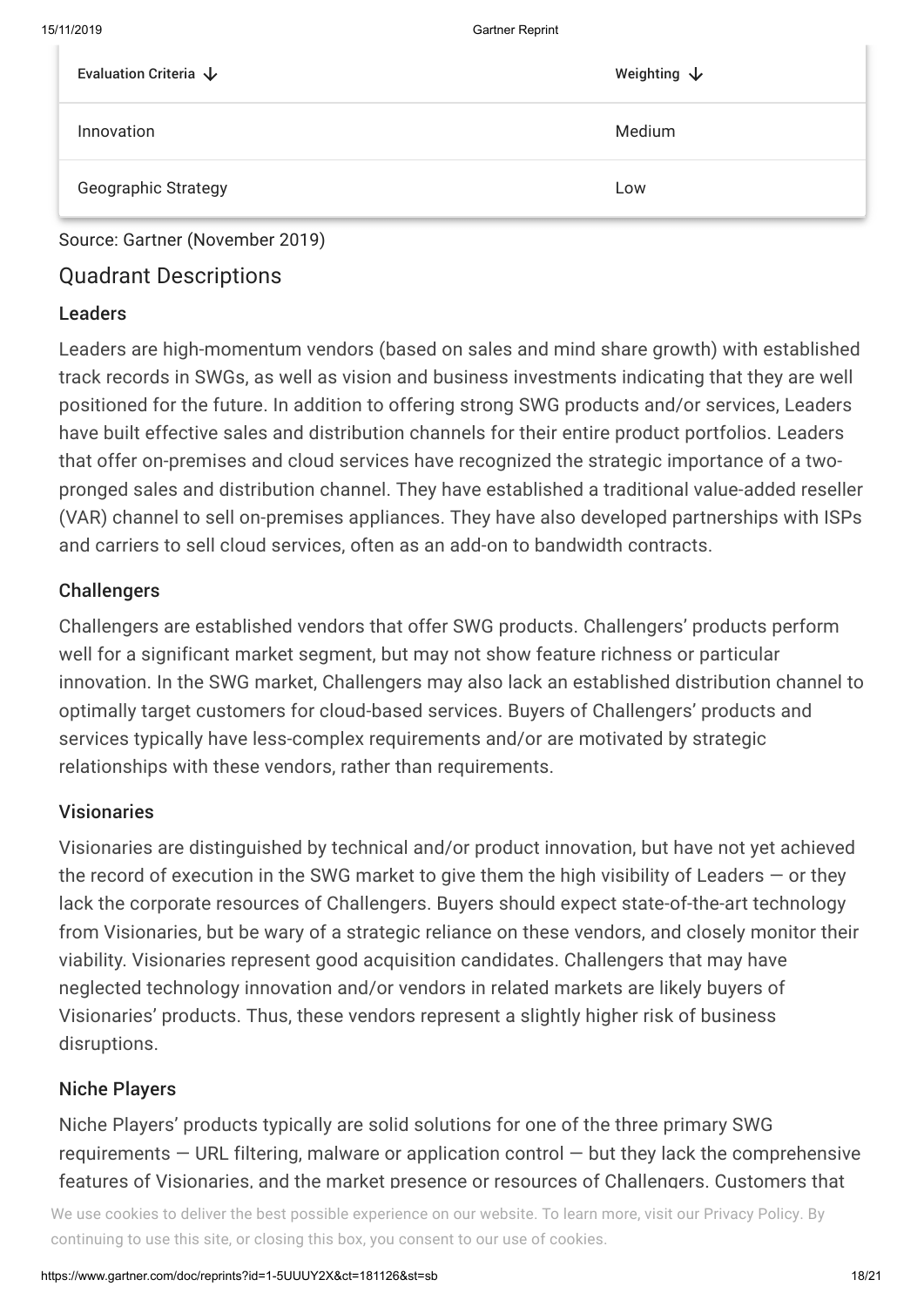| Evaluation Criteria | Weighting |
| --- | --- |
| Innovation | Medium |
| Geographic Strategy | Low |

Source: Gartner (November 2019)

## Quadrant Descriptions

### Leaders

Leaders are high-momentum vendors (based on sales and mind share growth) with established track records in SWGs, as well as vision and business investments indicating that they are well positioned for the future. In addition to offering strong SWG products and/or services, Leaders have built effective sales and distribution channels for their entire product portfolios. Leaders that offer on-premises and cloud services have recognized the strategic importance of a two-pronged sales and distribution channel. They have established a traditional value-added reseller (VAR) channel to sell on-premises appliances. They have also developed partnerships with ISPs and carriers to sell cloud services, often as an add-on to bandwidth contracts.

### Challengers

Challengers are established vendors that offer SWG products. Challengers' products perform well for a significant market segment, but may not show feature richness or particular innovation. In the SWG market, Challengers may also lack an established distribution channel to optimally target customers for cloud-based services. Buyers of Challengers' products and services typically have less-complex requirements and/or are motivated by strategic relationships with these vendors, rather than requirements.

### Visionaries

Visionaries are distinguished by technical and/or product innovation, but have not yet achieved the record of execution in the SWG market to give them the high visibility of Leaders — or they lack the corporate resources of Challengers. Buyers should expect state-of-the-art technology from Visionaries, but be wary of a strategic reliance on these vendors, and closely monitor their viability. Visionaries represent good acquisition candidates. Challengers that may have neglected technology innovation and/or vendors in related markets are likely buyers of Visionaries' products. Thus, these vendors represent a slightly higher risk of business disruptions.

### Niche Players

Niche Players' products typically are solid solutions for one of the three primary SWG requirements — URL filtering, malware or application control — but they lack the comprehensive features of Visionaries, and the market presence or resources of Challengers. Customers that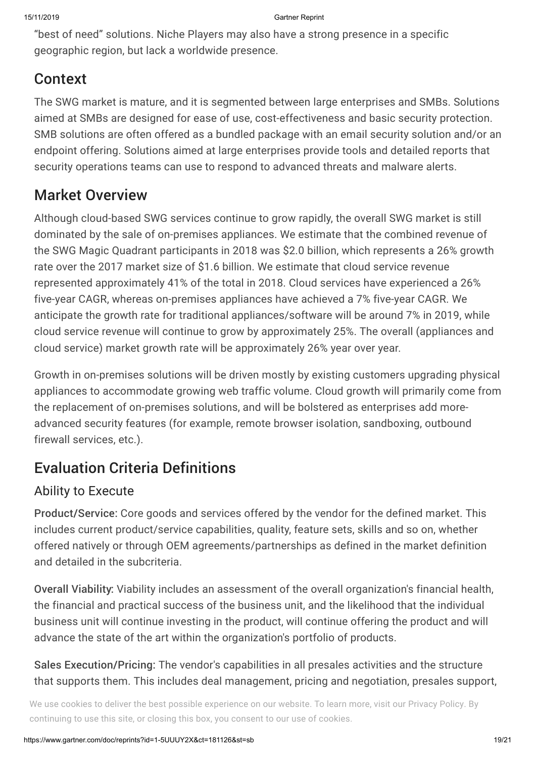"best of need" solutions. Niche Players may also have a strong presence in a specific geographic region, but lack a worldwide presence.

## Context

The SWG market is mature, and it is segmented between large enterprises and SMBs. Solutions aimed at SMBs are designed for ease of use, cost-effectiveness and basic security protection. SMB solutions are often offered as a bundled package with an email security solution and/or an endpoint offering. Solutions aimed at large enterprises provide tools and detailed reports that security operations teams can use to respond to advanced threats and malware alerts.

## Market Overview

Although cloud-based SWG services continue to grow rapidly, the overall SWG market is still dominated by the sale of on-premises appliances. We estimate that the combined revenue of the SWG Magic Quadrant participants in 2018 was $2.0 billion, which represents a 26% growth rate over the 2017 market size of $1.6 billion. We estimate that cloud service revenue represented approximately 41% of the total in 2018. Cloud services have experienced a 26% five-year CAGR, whereas on-premises appliances have achieved a 7% five-year CAGR. We anticipate the growth rate for traditional appliances/software will be around 7% in 2019, while cloud service revenue will continue to grow by approximately 25%. The overall (appliances and cloud service) market growth rate will be approximately 26% year over year.

Growth in on-premises solutions will be driven mostly by existing customers upgrading physical appliances to accommodate growing web traffic volume. Cloud growth will primarily come from the replacement of on-premises solutions, and will be bolstered as enterprises add more-advanced security features (for example, remote browser isolation, sandboxing, outbound firewall services, etc.).

## Evaluation Criteria Definitions

### Ability to Execute

**Product/Service:** Core goods and services offered by the vendor for the defined market. This includes current product/service capabilities, quality, feature sets, skills and so on, whether offered natively or through OEM agreements/partnerships as defined in the market definition and detailed in the subcriteria.

**Overall Viability:** Viability includes an assessment of the overall organization's financial health, the financial and practical success of the business unit, and the likelihood that the individual business unit will continue investing in the product, will continue offering the product and will advance the state of the art within the organization's portfolio of products.

**Sales Execution/Pricing:** The vendor's capabilities in all presales activities and the structure that supports them. This includes deal management, pricing and negotiation, presales support,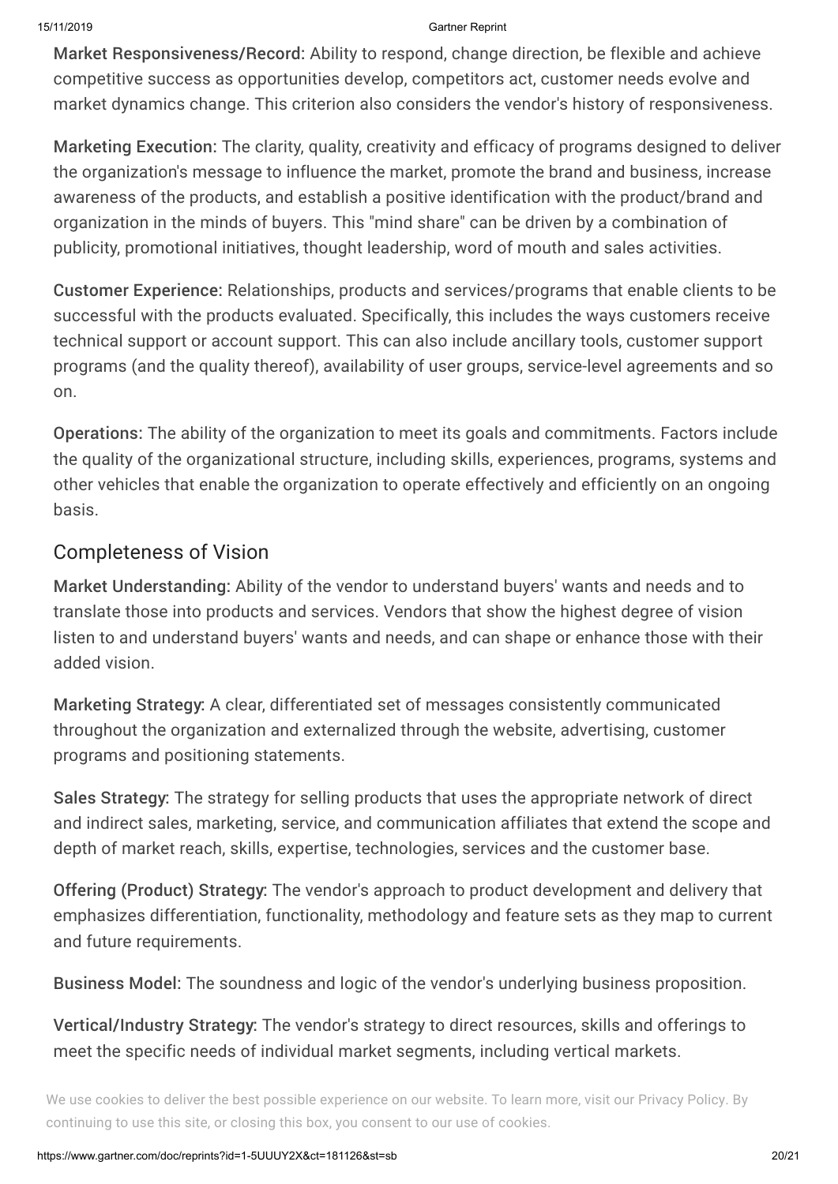**Market Responsiveness/Record:** Ability to respond, change direction, be flexible and achieve competitive success as opportunities develop, competitors act, customer needs evolve and market dynamics change. This criterion also considers the vendor's history of responsiveness.

**Marketing Execution:** The clarity, quality, creativity and efficacy of programs designed to deliver the organization's message to influence the market, promote the brand and business, increase awareness of the products, and establish a positive identification with the product/brand and organization in the minds of buyers. This "mind share" can be driven by a combination of publicity, promotional initiatives, thought leadership, word of mouth and sales activities.

**Customer Experience:** Relationships, products and services/programs that enable clients to be successful with the products evaluated. Specifically, this includes the ways customers receive technical support or account support. This can also include ancillary tools, customer support programs (and the quality thereof), availability of user groups, service-level agreements and so on.

**Operations:** The ability of the organization to meet its goals and commitments. Factors include the quality of the organizational structure, including skills, experiences, programs, systems and other vehicles that enable the organization to operate effectively and efficiently on an ongoing basis.

## Completeness of Vision

**Market Understanding:** Ability of the vendor to understand buyers' wants and needs and to translate those into products and services. Vendors that show the highest degree of vision listen to and understand buyers' wants and needs, and can shape or enhance those with their added vision.

**Marketing Strategy:** A clear, differentiated set of messages consistently communicated throughout the organization and externalized through the website, advertising, customer programs and positioning statements.

**Sales Strategy:** The strategy for selling products that uses the appropriate network of direct and indirect sales, marketing, service, and communication affiliates that extend the scope and depth of market reach, skills, expertise, technologies, services and the customer base.

**Offering (Product) Strategy:** The vendor's approach to product development and delivery that emphasizes differentiation, functionality, methodology and feature sets as they map to current and future requirements.

**Business Model:** The soundness and logic of the vendor's underlying business proposition.

**Vertical/Industry Strategy:** The vendor's strategy to direct resources, skills and offerings to meet the specific needs of individual market segments, including vertical markets.

We use cookies to deliver the best possible experience on our website. To learn more, visit our Privacy Policy. By continuing to use this site, or closing this box, you consent to our use of cookies.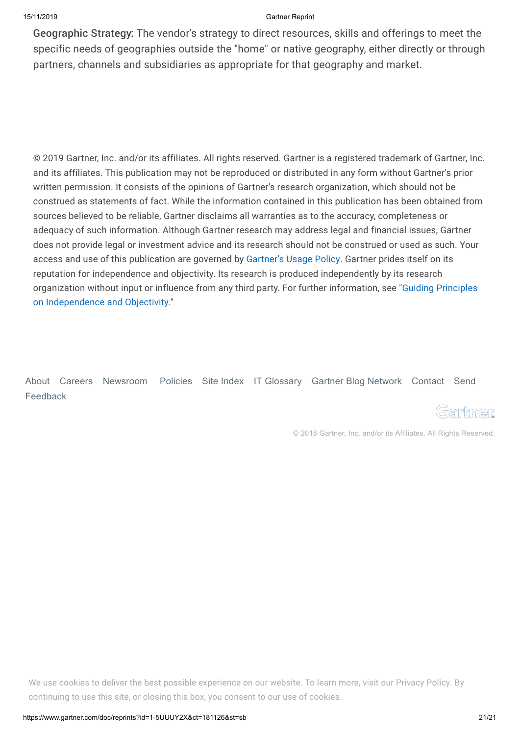**Geographic Strategy:** The vendor's strategy to direct resources, skills and offerings to meet the specific needs of geographies outside the "home" or native geography, either directly or through partners, channels and subsidiaries as appropriate for that geography and market.

© 2019 Gartner, Inc. and/or its affiliates. All rights reserved. Gartner is a registered trademark of Gartner, Inc. and its affiliates. This publication may not be reproduced or distributed in any form without Gartner's prior written permission. It consists of the opinions of Gartner's research organization, which should not be construed as statements of fact. While the information contained in this publication has been obtained from sources believed to be reliable, Gartner disclaims all warranties as to the accuracy, completeness or adequacy of such information. Although Gartner research may address legal and financial issues, Gartner does not provide legal or investment advice and its research should not be construed or used as such. Your access and use of this publication are governed by Gartner's Usage Policy. Gartner prides itself on its reputation for independence and objectivity. Its research is produced independently by its research organization without input or influence from any third party. For further information, see "Guiding Principles on Independence and Objectivity."

About Careers Newsroom Policies Site Index IT Glossary Gartner Blog Network Contact Send Feedback

Gartner

© 2018 Gartner, Inc. and/or its Affiliates. All Rights Reserved.

We use cookies to deliver the best possible experience on our website. To learn more, visit our Privacy Policy. By continuing to use this site, or closing this box, you consent to our use of cookies.